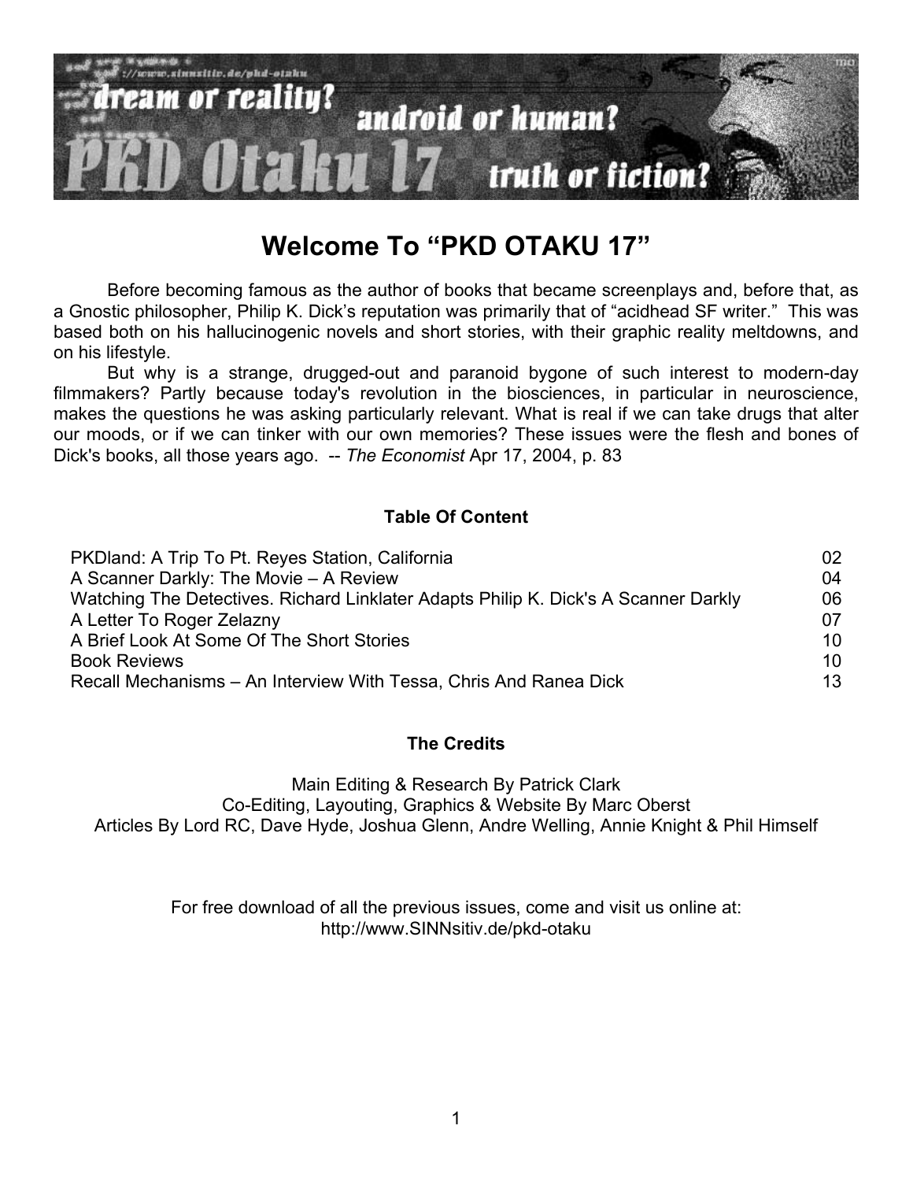# Welcome To "PKD OTAKU 17"

Before becoming famous as the author of books that became screenplays and, before that, as a Gnostic philosopher, Philip K. Dick's reputation was primarily that of "acidhead SF writer." This was based both on his hallucinogenic novels and short stories, with their graphic reality meltdowns, and on his lifestyle.

But why is a strange, drugged-out and paranoid bygone of such interest to modern-day filmmakers? Partly because today's revolution in the biosciences, in particular in neuroscience, makes the questions he was asking particularly relevant. What is real if we can take drugs that alter our moods, or if we can tinker with our own memories? These issues were the flesh and bones of Dick's books, all those years ago. -- *The Economist* Apr 17, 2004, p. 83

### Table Of Content

| | |
|---|---|
| PKDland: A Trip To Pt. Reyes Station, California | 02 |
| A Scanner Darkly: The Movie – A Review | 04 |
| Watching The Detectives. Richard Linklater Adapts Philip K. Dick's A Scanner Darkly | 06 |
| A Letter To Roger Zelazny | 07 |
| A Brief Look At Some Of The Short Stories | 10 |
| Book Reviews | 10 |
| Recall Mechanisms – An Interview With Tessa, Chris And Ranea Dick | 13 |

### The Credits

Main Editing & Research By Patrick Clark
Co-Editing, Layouting, Graphics & Website By Marc Oberst
Articles By Lord RC, Dave Hyde, Joshua Glenn, Andre Welling, Annie Knight & Phil Himself

For free download of all the previous issues, come and visit us online at:
http://www.SINNsitiv.de/pkd-otaku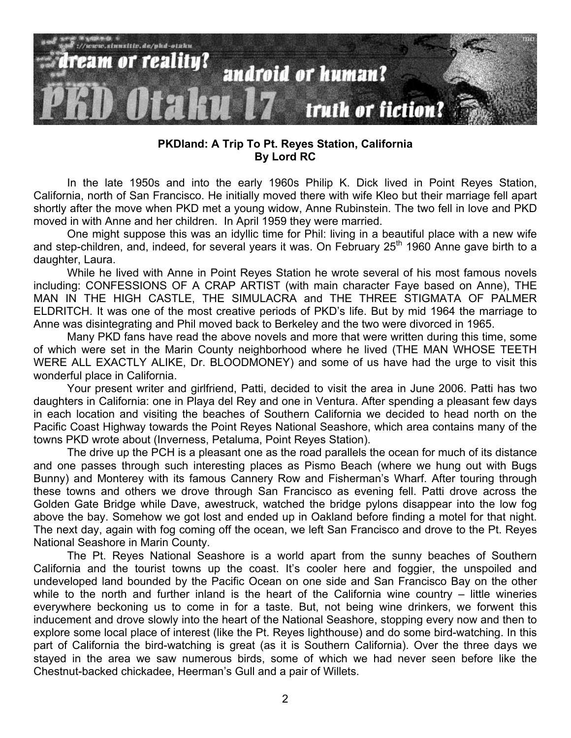# PKDland: A Trip To Pt. Reyes Station, California

**By Lord RC**

In the late 1950s and into the early 1960s Philip K. Dick lived in Point Reyes Station, California, north of San Francisco. He initially moved there with wife Kleo but their marriage fell apart shortly after the move when PKD met a young widow, Anne Rubinstein. The two fell in love and PKD moved in with Anne and her children. In April 1959 they were married.

One might suppose this was an idyllic time for Phil: living in a beautiful place with a new wife and step-children, and, indeed, for several years it was. On February 25th 1960 Anne gave birth to a daughter, Laura.

While he lived with Anne in Point Reyes Station he wrote several of his most famous novels including: CONFESSIONS OF A CRAP ARTIST (with main character Faye based on Anne), THE MAN IN THE HIGH CASTLE, THE SIMULACRA and THE THREE STIGMATA OF PALMER ELDRITCH. It was one of the most creative periods of PKD's life. But by mid 1964 the marriage to Anne was disintegrating and Phil moved back to Berkeley and the two were divorced in 1965.

Many PKD fans have read the above novels and more that were written during this time, some of which were set in the Marin County neighborhood where he lived (THE MAN WHOSE TEETH WERE ALL EXACTLY ALIKE, Dr. BLOODMONEY) and some of us have had the urge to visit this wonderful place in California.

Your present writer and girlfriend, Patti, decided to visit the area in June 2006. Patti has two daughters in California: one in Playa del Rey and one in Ventura. After spending a pleasant few days in each location and visiting the beaches of Southern California we decided to head north on the Pacific Coast Highway towards the Point Reyes National Seashore, which area contains many of the towns PKD wrote about (Inverness, Petaluma, Point Reyes Station).

The drive up the PCH is a pleasant one as the road parallels the ocean for much of its distance and one passes through such interesting places as Pismo Beach (where we hung out with Bugs Bunny) and Monterey with its famous Cannery Row and Fisherman's Wharf. After touring through these towns and others we drove through San Francisco as evening fell. Patti drove across the Golden Gate Bridge while Dave, awestruck, watched the bridge pylons disappear into the low fog above the bay. Somehow we got lost and ended up in Oakland before finding a motel for that night. The next day, again with fog coming off the ocean, we left San Francisco and drove to the Pt. Reyes National Seashore in Marin County.

The Pt. Reyes National Seashore is a world apart from the sunny beaches of Southern California and the tourist towns up the coast. It's cooler here and foggier, the unspoiled and undeveloped land bounded by the Pacific Ocean on one side and San Francisco Bay on the other while to the north and further inland is the heart of the California wine country – little wineries everywhere beckoning us to come in for a taste. But, not being wine drinkers, we forwent this inducement and drove slowly into the heart of the National Seashore, stopping every now and then to explore some local place of interest (like the Pt. Reyes lighthouse) and do some bird-watching. In this part of California the bird-watching is great (as it is Southern California). Over the three days we stayed in the area we saw numerous birds, some of which we had never seen before like the Chestnut-backed chickadee, Heerman's Gull and a pair of Willets.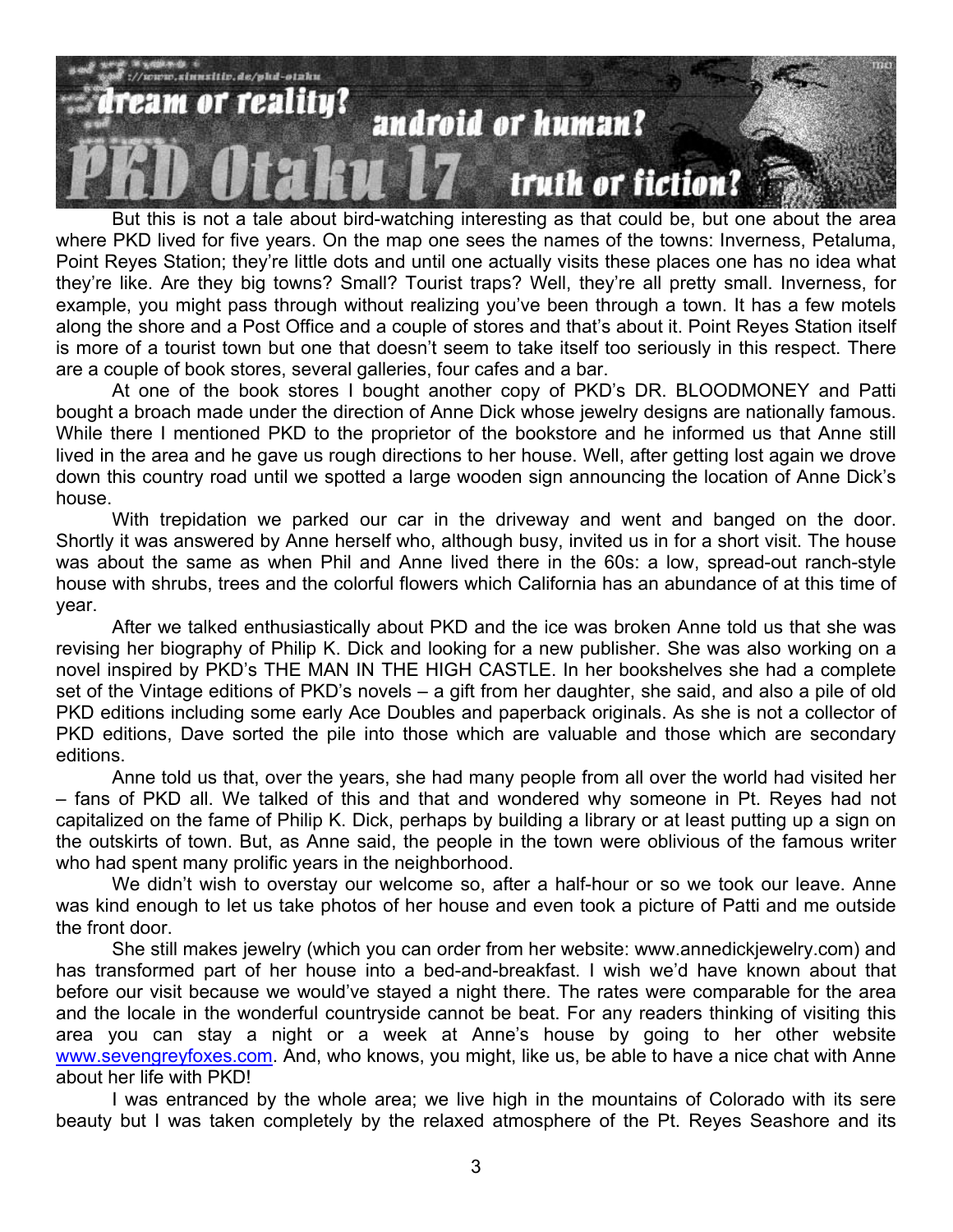But this is not a tale about bird-watching interesting as that could be, but one about the area where PKD lived for five years. On the map one sees the names of the towns: Inverness, Petaluma, Point Reyes Station; they're little dots and until one actually visits these places one has no idea what they're like. Are they big towns? Small? Tourist traps? Well, they're all pretty small. Inverness, for example, you might pass through without realizing you've been through a town. It has a few motels along the shore and a Post Office and a couple of stores and that's about it. Point Reyes Station itself is more of a tourist town but one that doesn't seem to take itself too seriously in this respect. There are a couple of book stores, several galleries, four cafes and a bar.

At one of the book stores I bought another copy of PKD's DR. BLOODMONEY and Patti bought a broach made under the direction of Anne Dick whose jewelry designs are nationally famous. While there I mentioned PKD to the proprietor of the bookstore and he informed us that Anne still lived in the area and he gave us rough directions to her house. Well, after getting lost again we drove down this country road until we spotted a large wooden sign announcing the location of Anne Dick's house.

With trepidation we parked our car in the driveway and went and banged on the door. Shortly it was answered by Anne herself who, although busy, invited us in for a short visit. The house was about the same as when Phil and Anne lived there in the 60s: a low, spread-out ranch-style house with shrubs, trees and the colorful flowers which California has an abundance of at this time of year.

After we talked enthusiastically about PKD and the ice was broken Anne told us that she was revising her biography of Philip K. Dick and looking for a new publisher. She was also working on a novel inspired by PKD's THE MAN IN THE HIGH CASTLE. In her bookshelves she had a complete set of the Vintage editions of PKD's novels – a gift from her daughter, she said, and also a pile of old PKD editions including some early Ace Doubles and paperback originals. As she is not a collector of PKD editions, Dave sorted the pile into those which are valuable and those which are secondary editions.

Anne told us that, over the years, she had many people from all over the world had visited her – fans of PKD all. We talked of this and that and wondered why someone in Pt. Reyes had not capitalized on the fame of Philip K. Dick, perhaps by building a library or at least putting up a sign on the outskirts of town. But, as Anne said, the people in the town were oblivious of the famous writer who had spent many prolific years in the neighborhood.

We didn't wish to overstay our welcome so, after a half-hour or so we took our leave. Anne was kind enough to let us take photos of her house and even took a picture of Patti and me outside the front door.

She still makes jewelry (which you can order from her website: www.annedickjewelry.com) and has transformed part of her house into a bed-and-breakfast. I wish we'd have known about that before our visit because we would've stayed a night there. The rates were comparable for the area and the locale in the wonderful countryside cannot be beat. For any readers thinking of visiting this area you can stay a night or a week at Anne's house by going to her other website www.sevengreyfoxes.com. And, who knows, you might, like us, be able to have a nice chat with Anne about her life with PKD!

I was entranced by the whole area; we live high in the mountains of Colorado with its sere beauty but I was taken completely by the relaxed atmosphere of the Pt. Reyes Seashore and its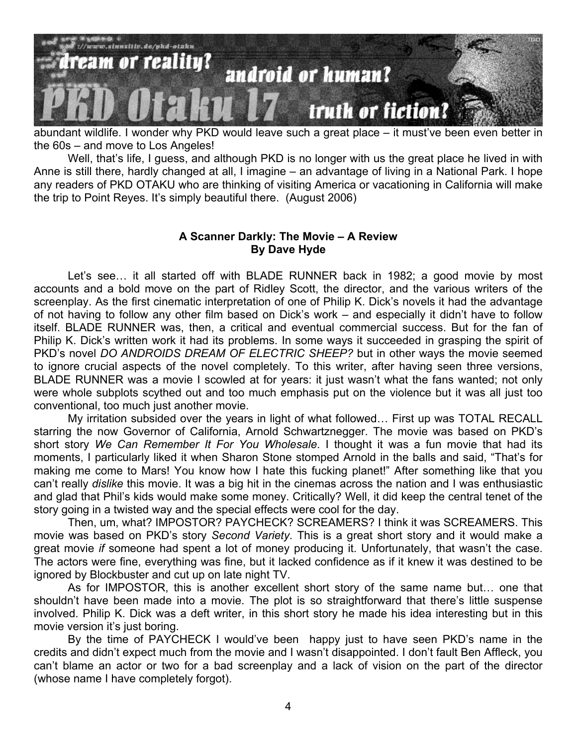abundant wildlife. I wonder why PKD would leave such a great place – it must've been even better in the 60s – and move to Los Angeles!

Well, that's life, I guess, and although PKD is no longer with us the great place he lived in with Anne is still there, hardly changed at all, I imagine – an advantage of living in a National Park. I hope any readers of PKD OTAKU who are thinking of visiting America or vacationing in California will make the trip to Point Reyes. It's simply beautiful there. (August 2006)

**A Scanner Darkly: The Movie – A Review**
**By Dave Hyde**

Let's see… it all started off with BLADE RUNNER back in 1982; a good movie by most accounts and a bold move on the part of Ridley Scott, the director, and the various writers of the screenplay. As the first cinematic interpretation of one of Philip K. Dick's novels it had the advantage of not having to follow any other film based on Dick's work – and especially it didn't have to follow itself. BLADE RUNNER was, then, a critical and eventual commercial success. But for the fan of Philip K. Dick's written work it had its problems. In some ways it succeeded in grasping the spirit of PKD's novel *DO ANDROIDS DREAM OF ELECTRIC SHEEP?* but in other ways the movie seemed to ignore crucial aspects of the novel completely. To this writer, after having seen three versions, BLADE RUNNER was a movie I scowled at for years: it just wasn't what the fans wanted; not only were whole subplots scythed out and too much emphasis put on the violence but it was all just too conventional, too much just another movie.

My irritation subsided over the years in light of what followed… First up was TOTAL RECALL starring the now Governor of California, Arnold Schwartznegger. The movie was based on PKD's short story *We Can Remember It For You Wholesale*. I thought it was a fun movie that had its moments, I particularly liked it when Sharon Stone stomped Arnold in the balls and said, "That's for making me come to Mars! You know how I hate this fucking planet!" After something like that you can't really *dislike* this movie. It was a big hit in the cinemas across the nation and I was enthusiastic and glad that Phil's kids would make some money. Critically? Well, it did keep the central tenet of the story going in a twisted way and the special effects were cool for the day.

Then, um, what? IMPOSTOR? PAYCHECK? SCREAMERS? I think it was SCREAMERS. This movie was based on PKD's story *Second Variety*. This is a great short story and it would make a great movie *if* someone had spent a lot of money producing it. Unfortunately, that wasn't the case. The actors were fine, everything was fine, but it lacked confidence as if it knew it was destined to be ignored by Blockbuster and cut up on late night TV.

As for IMPOSTOR, this is another excellent short story of the same name but… one that shouldn't have been made into a movie. The plot is so straightforward that there's little suspense involved. Philip K. Dick was a deft writer, in this short story he made his idea interesting but in this movie version it's just boring.

By the time of PAYCHECK I would've been happy just to have seen PKD's name in the credits and didn't expect much from the movie and I wasn't disappointed. I don't fault Ben Affleck, you can't blame an actor or two for a bad screenplay and a lack of vision on the part of the director (whose name I have completely forgot).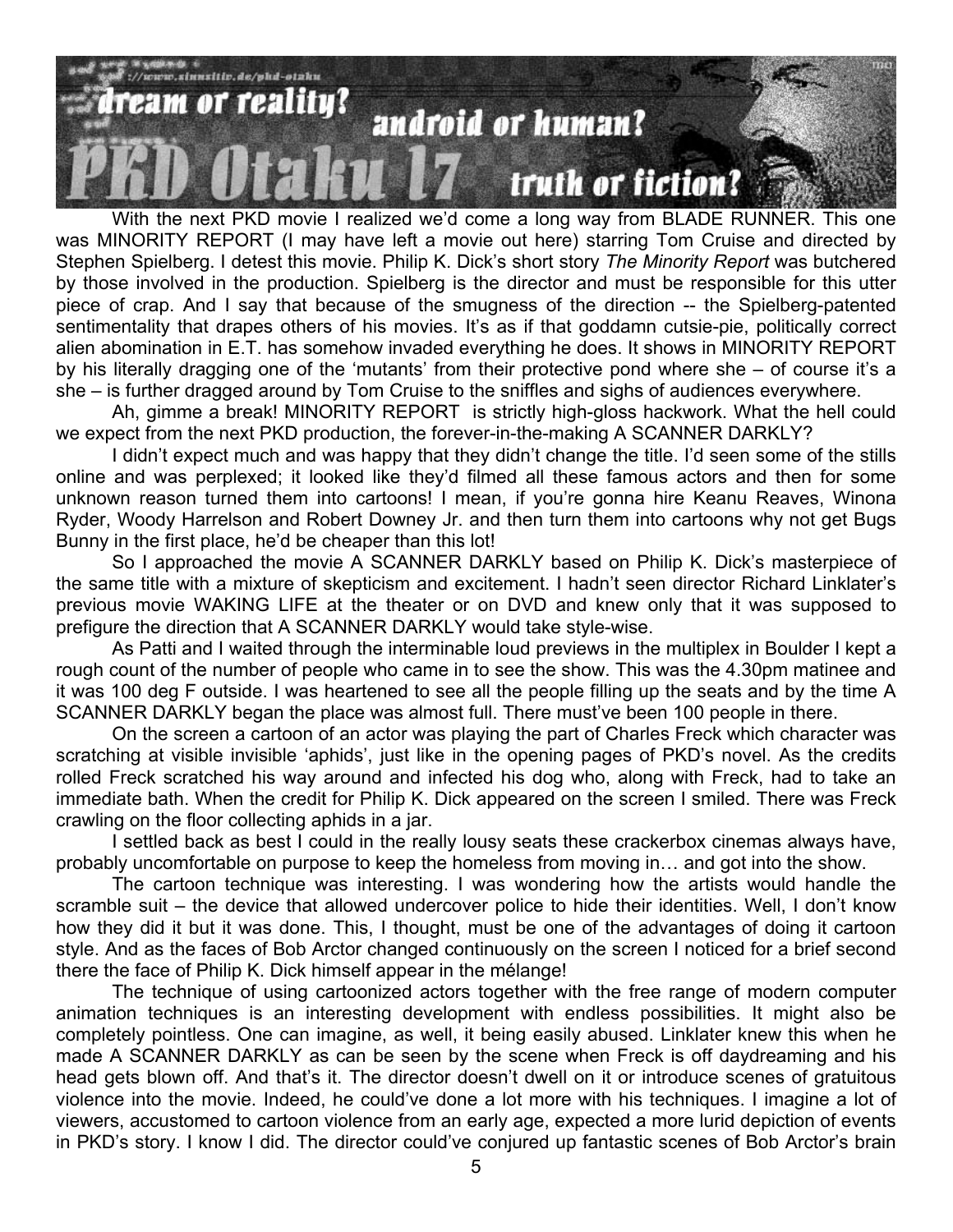With the next PKD movie I realized we'd come a long way from BLADE RUNNER. This one was MINORITY REPORT (I may have left a movie out here) starring Tom Cruise and directed by Stephen Spielberg. I detest this movie. Philip K. Dick's short story *The Minority Report* was butchered by those involved in the production. Spielberg is the director and must be responsible for this utter piece of crap. And I say that because of the smugness of the direction -- the Spielberg-patented sentimentality that drapes others of his movies. It's as if that goddamn cutsie-pie, politically correct alien abomination in E.T. has somehow invaded everything he does. It shows in MINORITY REPORT by his literally dragging one of the 'mutants' from their protective pond where she – of course it's a she – is further dragged around by Tom Cruise to the sniffles and sighs of audiences everywhere.

Ah, gimme a break! MINORITY REPORT is strictly high-gloss hackwork. What the hell could we expect from the next PKD production, the forever-in-the-making A SCANNER DARKLY?

I didn't expect much and was happy that they didn't change the title. I'd seen some of the stills online and was perplexed; it looked like they'd filmed all these famous actors and then for some unknown reason turned them into cartoons! I mean, if you're gonna hire Keanu Reaves, Winona Ryder, Woody Harrelson and Robert Downey Jr. and then turn them into cartoons why not get Bugs Bunny in the first place, he'd be cheaper than this lot!

So I approached the movie A SCANNER DARKLY based on Philip K. Dick's masterpiece of the same title with a mixture of skepticism and excitement. I hadn't seen director Richard Linklater's previous movie WAKING LIFE at the theater or on DVD and knew only that it was supposed to prefigure the direction that A SCANNER DARKLY would take style-wise.

As Patti and I waited through the interminable loud previews in the multiplex in Boulder I kept a rough count of the number of people who came in to see the show. This was the 4.30pm matinee and it was 100 deg F outside. I was heartened to see all the people filling up the seats and by the time A SCANNER DARKLY began the place was almost full. There must've been 100 people in there.

On the screen a cartoon of an actor was playing the part of Charles Freck which character was scratching at visible invisible 'aphids', just like in the opening pages of PKD's novel. As the credits rolled Freck scratched his way around and infected his dog who, along with Freck, had to take an immediate bath. When the credit for Philip K. Dick appeared on the screen I smiled. There was Freck crawling on the floor collecting aphids in a jar.

I settled back as best I could in the really lousy seats these crackerbox cinemas always have, probably uncomfortable on purpose to keep the homeless from moving in… and got into the show.

The cartoon technique was interesting. I was wondering how the artists would handle the scramble suit – the device that allowed undercover police to hide their identities. Well, I don't know how they did it but it was done. This, I thought, must be one of the advantages of doing it cartoon style. And as the faces of Bob Arctor changed continuously on the screen I noticed for a brief second there the face of Philip K. Dick himself appear in the mélange!

The technique of using cartoonized actors together with the free range of modern computer animation techniques is an interesting development with endless possibilities. It might also be completely pointless. One can imagine, as well, it being easily abused. Linklater knew this when he made A SCANNER DARKLY as can be seen by the scene when Freck is off daydreaming and his head gets blown off. And that's it. The director doesn't dwell on it or introduce scenes of gratuitous violence into the movie. Indeed, he could've done a lot more with his techniques. I imagine a lot of viewers, accustomed to cartoon violence from an early age, expected a more lurid depiction of events in PKD's story. I know I did. The director could've conjured up fantastic scenes of Bob Arctor's brain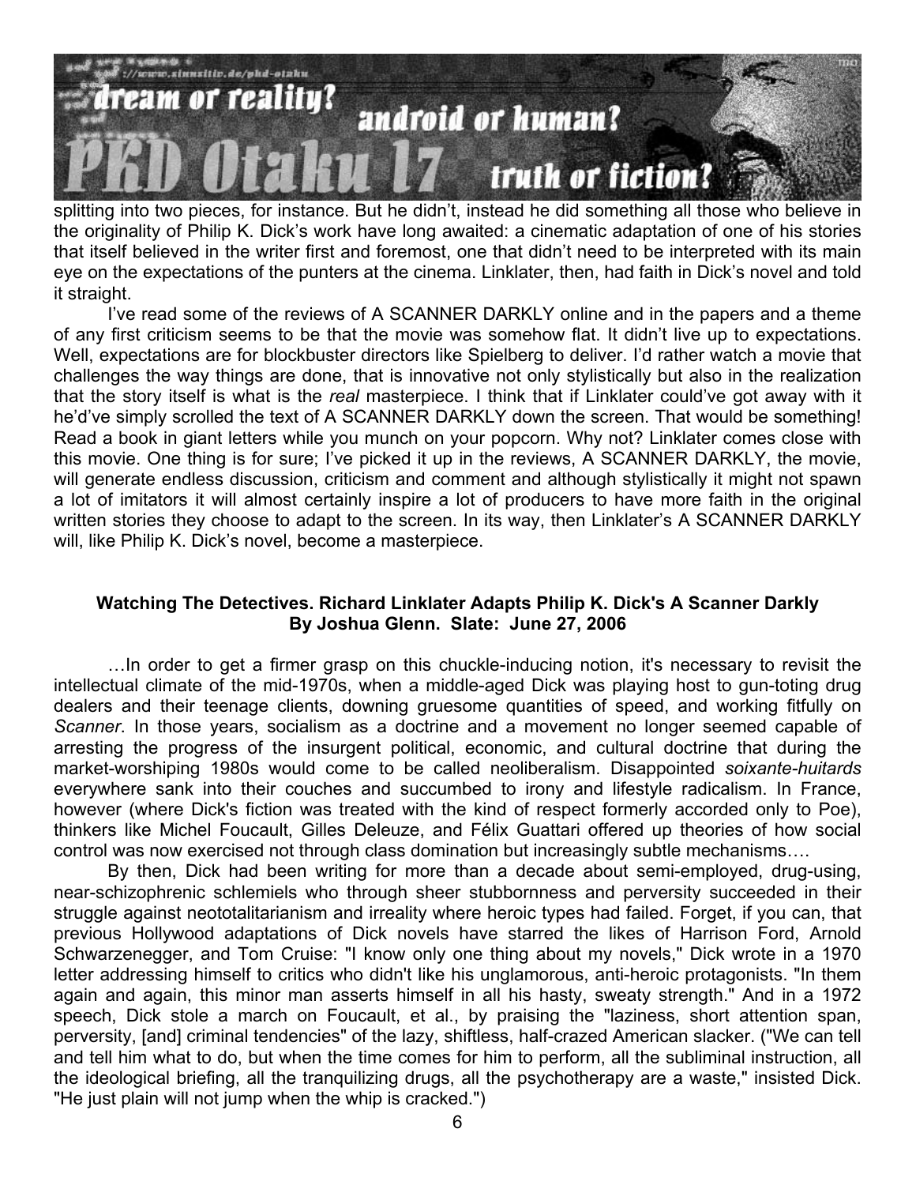splitting into two pieces, for instance. But he didn't, instead he did something all those who believe in the originality of Philip K. Dick's work have long awaited: a cinematic adaptation of one of his stories that itself believed in the writer first and foremost, one that didn't need to be interpreted with its main eye on the expectations of the punters at the cinema. Linklater, then, had faith in Dick's novel and told it straight.

I've read some of the reviews of A SCANNER DARKLY online and in the papers and a theme of any first criticism seems to be that the movie was somehow flat. It didn't live up to expectations. Well, expectations are for blockbuster directors like Spielberg to deliver. I'd rather watch a movie that challenges the way things are done, that is innovative not only stylistically but also in the realization that the story itself is what is the *real* masterpiece. I think that if Linklater could've got away with it he'd've simply scrolled the text of A SCANNER DARKLY down the screen. That would be something! Read a book in giant letters while you munch on your popcorn. Why not? Linklater comes close with this movie. One thing is for sure; I've picked it up in the reviews, A SCANNER DARKLY, the movie, will generate endless discussion, criticism and comment and although stylistically it might not spawn a lot of imitators it will almost certainly inspire a lot of producers to have more faith in the original written stories they choose to adapt to the screen. In its way, then Linklater's A SCANNER DARKLY will, like Philip K. Dick's novel, become a masterpiece.

**Watching The Detectives. Richard Linklater Adapts Philip K. Dick's A Scanner Darkly**
**By Joshua Glenn. Slate: June 27, 2006**

…In order to get a firmer grasp on this chuckle-inducing notion, it's necessary to revisit the intellectual climate of the mid-1970s, when a middle-aged Dick was playing host to gun-toting drug dealers and their teenage clients, downing gruesome quantities of speed, and working fitfully on *Scanner*. In those years, socialism as a doctrine and a movement no longer seemed capable of arresting the progress of the insurgent political, economic, and cultural doctrine that during the market-worshiping 1980s would come to be called neoliberalism. Disappointed *soixante-huitards* everywhere sank into their couches and succumbed to irony and lifestyle radicalism. In France, however (where Dick's fiction was treated with the kind of respect formerly accorded only to Poe), thinkers like Michel Foucault, Gilles Deleuze, and Félix Guattari offered up theories of how social control was now exercised not through class domination but increasingly subtle mechanisms….

By then, Dick had been writing for more than a decade about semi-employed, drug-using, near-schizophrenic schlemiels who through sheer stubbornness and perversity succeeded in their struggle against neototalitarianism and irreality where heroic types had failed. Forget, if you can, that previous Hollywood adaptations of Dick novels have starred the likes of Harrison Ford, Arnold Schwarzenegger, and Tom Cruise: "I know only one thing about my novels," Dick wrote in a 1970 letter addressing himself to critics who didn't like his unglamorous, anti-heroic protagonists. "In them again and again, this minor man asserts himself in all his hasty, sweaty strength." And in a 1972 speech, Dick stole a march on Foucault, et al., by praising the "laziness, short attention span, perversity, [and] criminal tendencies" of the lazy, shiftless, half-crazed American slacker. ("We can tell and tell him what to do, but when the time comes for him to perform, all the subliminal instruction, all the ideological briefing, all the tranquilizing drugs, all the psychotherapy are a waste," insisted Dick. "He just plain will not jump when the whip is cracked.")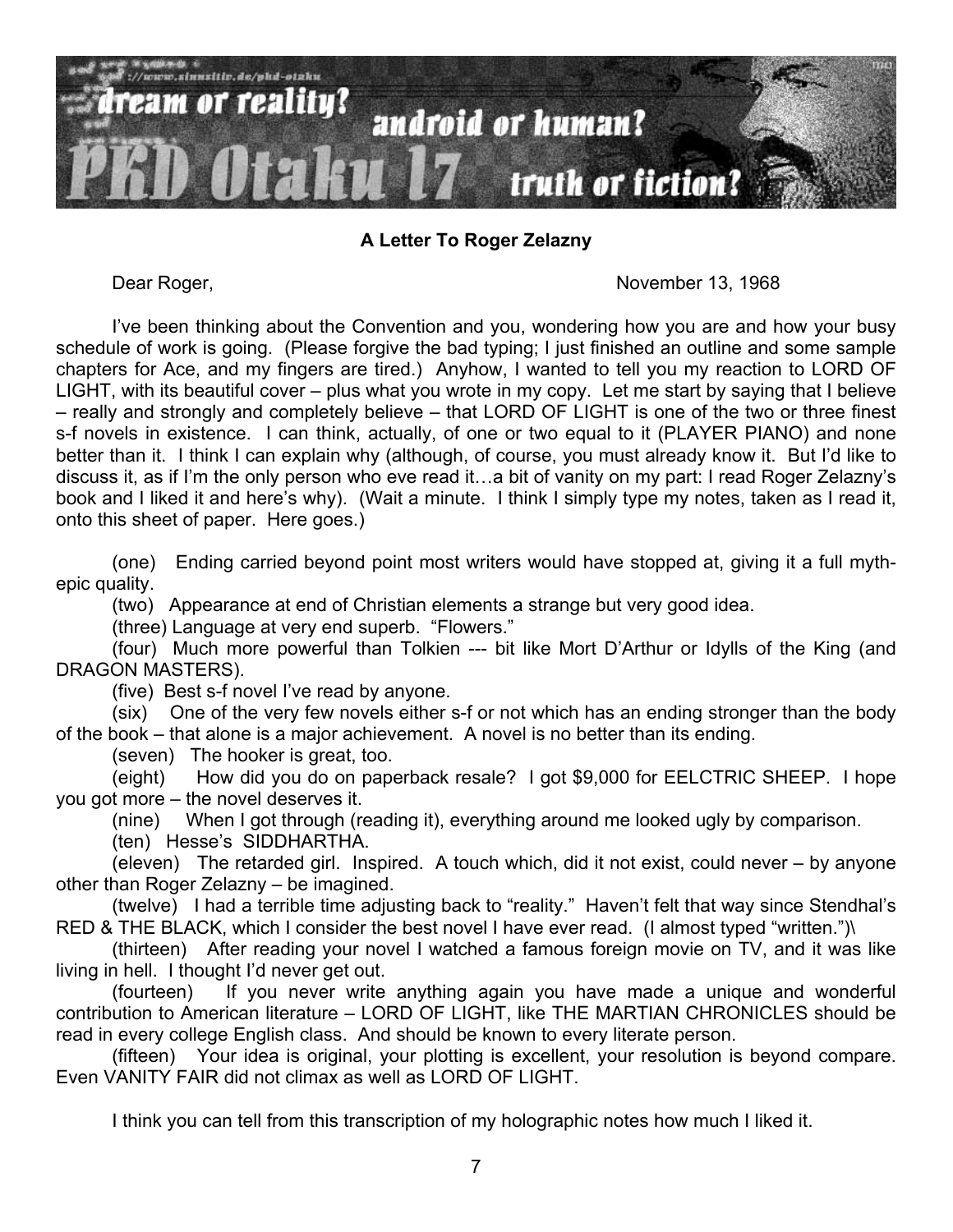## A Letter To Roger Zelazny

Dear Roger, November 13, 1968

I've been thinking about the Convention and you, wondering how you are and how your busy schedule of work is going. (Please forgive the bad typing; I just finished an outline and some sample chapters for Ace, and my fingers are tired.) Anyhow, I wanted to tell you my reaction to LORD OF LIGHT, with its beautiful cover – plus what you wrote in my copy. Let me start by saying that I believe – really and strongly and completely believe – that LORD OF LIGHT is one of the two or three finest s-f novels in existence. I can think, actually, of one or two equal to it (PLAYER PIANO) and none better than it. I think I can explain why (although, of course, you must already know it. But I'd like to discuss it, as if I'm the only person who eve read it…a bit of vanity on my part: I read Roger Zelazny's book and I liked it and here's why). (Wait a minute. I think I simply type my notes, taken as I read it, onto this sheet of paper. Here goes.)

(one) Ending carried beyond point most writers would have stopped at, giving it a full myth-epic quality.

(two) Appearance at end of Christian elements a strange but very good idea.

(three) Language at very end superb. "Flowers."

(four) Much more powerful than Tolkien --- bit like Mort D'Arthur or Idylls of the King (and DRAGON MASTERS).

(five) Best s-f novel I've read by anyone.

(six) One of the very few novels either s-f or not which has an ending stronger than the body of the book – that alone is a major achievement. A novel is no better than its ending.

(seven) The hooker is great, too.

(eight) How did you do on paperback resale? I got $9,000 for EELCTRIC SHEEP. I hope you got more – the novel deserves it.

(nine) When I got through (reading it), everything around me looked ugly by comparison.

(ten) Hesse's SIDDHARTHA.

(eleven) The retarded girl. Inspired. A touch which, did it not exist, could never – by anyone other than Roger Zelazny – be imagined.

(twelve) I had a terrible time adjusting back to "reality." Haven't felt that way since Stendhal's RED & THE BLACK, which I consider the best novel I have ever read. (I almost typed "written.")\

(thirteen) After reading your novel I watched a famous foreign movie on TV, and it was like living in hell. I thought I'd never get out.

(fourteen) If you never write anything again you have made a unique and wonderful contribution to American literature – LORD OF LIGHT, like THE MARTIAN CHRONICLES should be read in every college English class. And should be known to every literate person.

(fifteen) Your idea is original, your plotting is excellent, your resolution is beyond compare. Even VANITY FAIR did not climax as well as LORD OF LIGHT.

I think you can tell from this transcription of my holographic notes how much I liked it.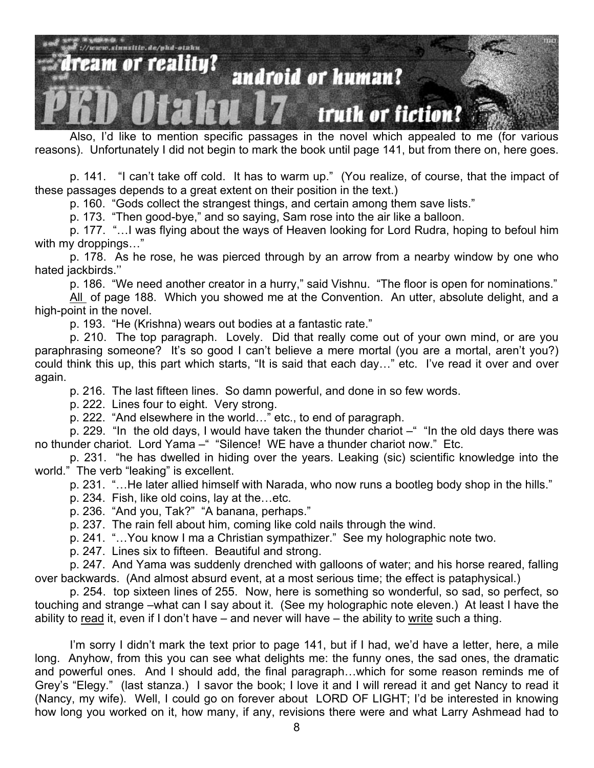Also, I'd like to mention specific passages in the novel which appealed to me (for various reasons). Unfortunately I did not begin to mark the book until page 141, but from there on, here goes.

p. 141. "I can't take off cold. It has to warm up." (You realize, of course, that the impact of these passages depends to a great extent on their position in the text.)

p. 160. "Gods collect the strangest things, and certain among them save lists."

p. 173. "Then good-bye," and so saying, Sam rose into the air like a balloon.

p. 177. "…I was flying about the ways of Heaven looking for Lord Rudra, hoping to befoul him with my droppings…"

p. 178. As he rose, he was pierced through by an arrow from a nearby window by one who hated jackbirds.''

p. 186. "We need another creator in a hurry," said Vishnu. "The floor is open for nominations."

All of page 188. Which you showed me at the Convention. An utter, absolute delight, and a high-point in the novel.

p. 193. "He (Krishna) wears out bodies at a fantastic rate."

p. 210. The top paragraph. Lovely. Did that really come out of your own mind, or are you paraphrasing someone? It's so good I can't believe a mere mortal (you are a mortal, aren't you?) could think this up, this part which starts, "It is said that each day…" etc. I've read it over and over again.

p. 216. The last fifteen lines. So damn powerful, and done in so few words.

p. 222. Lines four to eight. Very strong.

p. 222. "And elsewhere in the world…" etc., to end of paragraph.

p. 229. "In the old days, I would have taken the thunder chariot –" "In the old days there was no thunder chariot. Lord Yama –" "Silence! WE have a thunder chariot now." Etc.

p. 231. "he has dwelled in hiding over the years. Leaking (sic) scientific knowledge into the world." The verb "leaking" is excellent.

p. 231. "…He later allied himself with Narada, who now runs a bootleg body shop in the hills."

p. 234. Fish, like old coins, lay at the…etc.

p. 236. "And you, Tak?" "A banana, perhaps."

p. 237. The rain fell about him, coming like cold nails through the wind.

p. 241. "…You know I ma a Christian sympathizer." See my holographic note two.

p. 247. Lines six to fifteen. Beautiful and strong.

p. 247. And Yama was suddenly drenched with galloons of water; and his horse reared, falling over backwards. (And almost absurd event, at a most serious time; the effect is pataphysical.)

p. 254. top sixteen lines of 255. Now, here is something so wonderful, so sad, so perfect, so touching and strange –what can I say about it. (See my holographic note eleven.) At least I have the ability to read it, even if I don't have – and never will have – the ability to write such a thing.

I'm sorry I didn't mark the text prior to page 141, but if I had, we'd have a letter, here, a mile long. Anyhow, from this you can see what delights me: the funny ones, the sad ones, the dramatic and powerful ones. And I should add, the final paragraph…which for some reason reminds me of Grey's "Elegy." (last stanza.) I savor the book; I love it and I will reread it and get Nancy to read it (Nancy, my wife). Well, I could go on forever about LORD OF LIGHT; I'd be interested in knowing how long you worked on it, how many, if any, revisions there were and what Larry Ashmead had to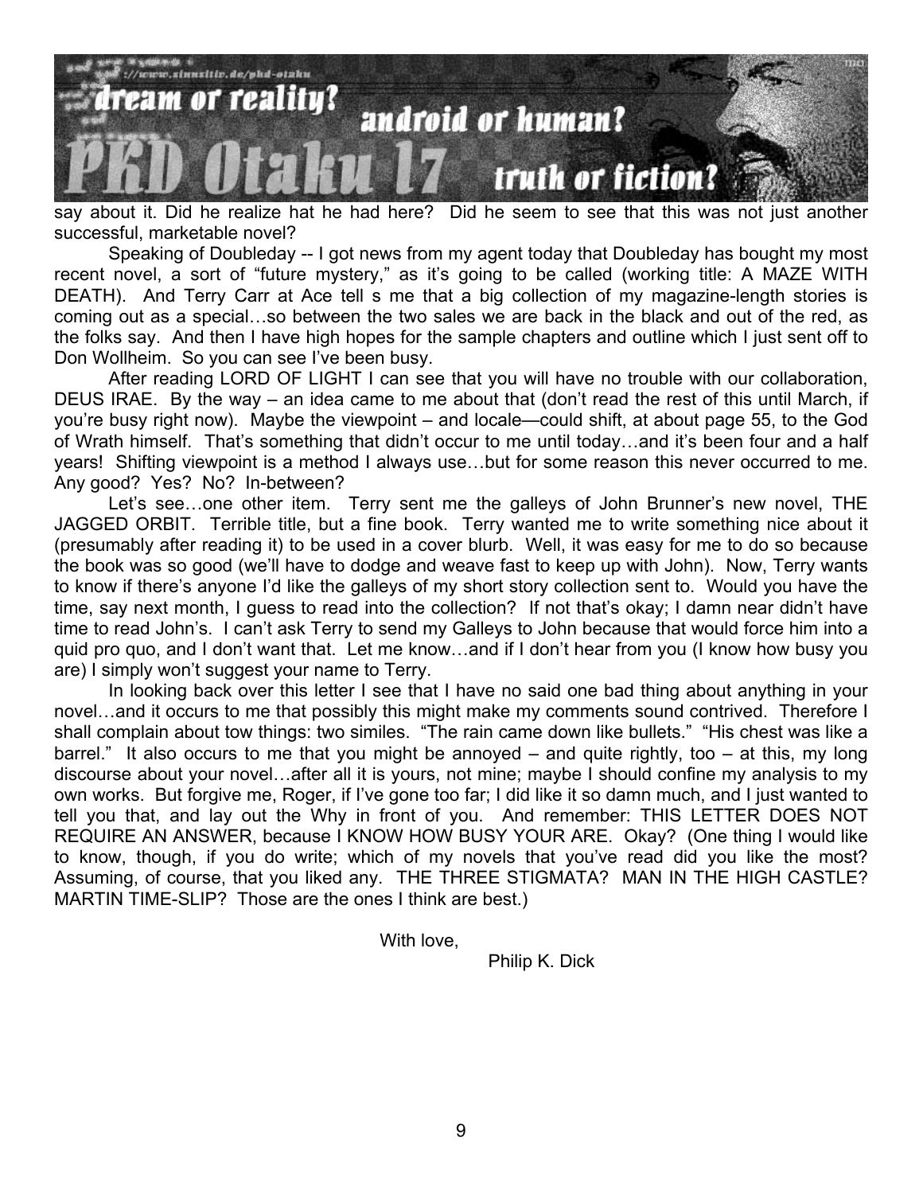say about it. Did he realize hat he had here? Did he seem to see that this was not just another successful, marketable novel?

Speaking of Doubleday -- I got news from my agent today that Doubleday has bought my most recent novel, a sort of "future mystery," as it's going to be called (working title: A MAZE WITH DEATH). And Terry Carr at Ace tell s me that a big collection of my magazine-length stories is coming out as a special…so between the two sales we are back in the black and out of the red, as the folks say. And then I have high hopes for the sample chapters and outline which I just sent off to Don Wollheim. So you can see I've been busy.

After reading LORD OF LIGHT I can see that you will have no trouble with our collaboration, DEUS IRAE. By the way – an idea came to me about that (don't read the rest of this until March, if you're busy right now). Maybe the viewpoint – and locale—could shift, at about page 55, to the God of Wrath himself. That's something that didn't occur to me until today…and it's been four and a half years! Shifting viewpoint is a method I always use…but for some reason this never occurred to me. Any good? Yes? No? In-between?

Let's see…one other item. Terry sent me the galleys of John Brunner's new novel, THE JAGGED ORBIT. Terrible title, but a fine book. Terry wanted me to write something nice about it (presumably after reading it) to be used in a cover blurb. Well, it was easy for me to do so because the book was so good (we'll have to dodge and weave fast to keep up with John). Now, Terry wants to know if there's anyone I'd like the galleys of my short story collection sent to. Would you have the time, say next month, I guess to read into the collection? If not that's okay; I damn near didn't have time to read John's. I can't ask Terry to send my Galleys to John because that would force him into a quid pro quo, and I don't want that. Let me know…and if I don't hear from you (I know how busy you are) I simply won't suggest your name to Terry.

In looking back over this letter I see that I have no said one bad thing about anything in your novel…and it occurs to me that possibly this might make my comments sound contrived. Therefore I shall complain about tow things: two similes. "The rain came down like bullets." "His chest was like a barrel." It also occurs to me that you might be annoyed – and quite rightly, too – at this, my long discourse about your novel…after all it is yours, not mine; maybe I should confine my analysis to my own works. But forgive me, Roger, if I've gone too far; I did like it so damn much, and I just wanted to tell you that, and lay out the Why in front of you. And remember: THIS LETTER DOES NOT REQUIRE AN ANSWER, because I KNOW HOW BUSY YOUR ARE. Okay? (One thing I would like to know, though, if you do write; which of my novels that you've read did you like the most? Assuming, of course, that you liked any. THE THREE STIGMATA? MAN IN THE HIGH CASTLE? MARTIN TIME-SLIP? Those are the ones I think are best.)

With love,

Philip K. Dick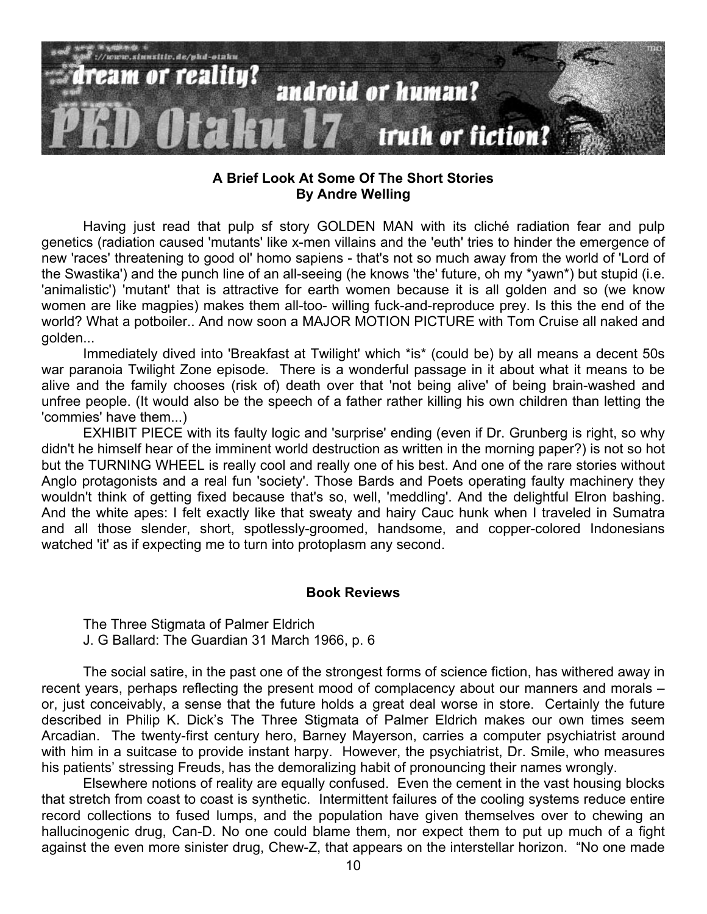**A Brief Look At Some Of The Short Stories**
**By Andre Welling**

Having just read that pulp sf story GOLDEN MAN with its cliché radiation fear and pulp genetics (radiation caused 'mutants' like x-men villains and the 'euth' tries to hinder the emergence of new 'races' threatening to good ol' homo sapiens - that's not so much away from the world of 'Lord of the Swastika') and the punch line of an all-seeing (he knows 'the' future, oh my *yawn*) but stupid (i.e. 'animalistic') 'mutant' that is attractive for earth women because it is all golden and so (we know women are like magpies) makes them all-too- willing fuck-and-reproduce prey. Is this the end of the world? What a potboiler.. And now soon a MAJOR MOTION PICTURE with Tom Cruise all naked and golden...

Immediately dived into 'Breakfast at Twilight' which *is* (could be) by all means a decent 50s war paranoia Twilight Zone episode. There is a wonderful passage in it about what it means to be alive and the family chooses (risk of) death over that 'not being alive' of being brain-washed and unfree people. (It would also be the speech of a father rather killing his own children than letting the 'commies' have them...)

EXHIBIT PIECE with its faulty logic and 'surprise' ending (even if Dr. Grunberg is right, so why didn't he himself hear of the imminent world destruction as written in the morning paper?) is not so hot but the TURNING WHEEL is really cool and really one of his best. And one of the rare stories without Anglo protagonists and a real fun 'society'. Those Bards and Poets operating faulty machinery they wouldn't think of getting fixed because that's so, well, 'meddling'. And the delightful Elron bashing. And the white apes: I felt exactly like that sweaty and hairy Cauc hunk when I traveled in Sumatra and all those slender, short, spotlessly-groomed, handsome, and copper-colored Indonesians watched 'it' as if expecting me to turn into protoplasm any second.

**Book Reviews**

The Three Stigmata of Palmer Eldrich
J. G Ballard: The Guardian 31 March 1966, p. 6

The social satire, in the past one of the strongest forms of science fiction, has withered away in recent years, perhaps reflecting the present mood of complacency about our manners and morals – or, just conceivably, a sense that the future holds a great deal worse in store. Certainly the future described in Philip K. Dick's The Three Stigmata of Palmer Eldrich makes our own times seem Arcadian. The twenty-first century hero, Barney Mayerson, carries a computer psychiatrist around with him in a suitcase to provide instant harpy. However, the psychiatrist, Dr. Smile, who measures his patients' stressing Freuds, has the demoralizing habit of pronouncing their names wrongly.

Elsewhere notions of reality are equally confused. Even the cement in the vast housing blocks that stretch from coast to coast is synthetic. Intermittent failures of the cooling systems reduce entire record collections to fused lumps, and the population have given themselves over to chewing an hallucinogenic drug, Can-D. No one could blame them, nor expect them to put up much of a fight against the even more sinister drug, Chew-Z, that appears on the interstellar horizon. "No one made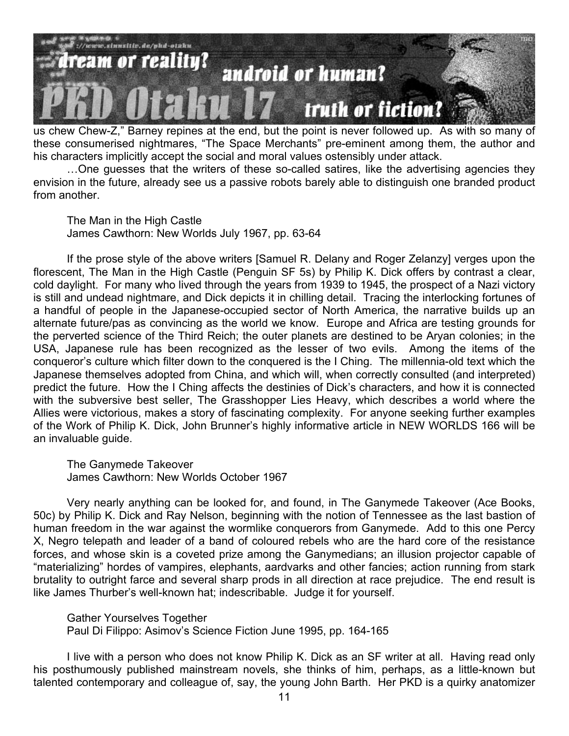us chew Chew-Z," Barney repines at the end, but the point is never followed up. As with so many of these consumerised nightmares, "The Space Merchants" pre-eminent among them, the author and his characters implicitly accept the social and moral values ostensibly under attack.

…One guesses that the writers of these so-called satires, like the advertising agencies they envision in the future, already see us a passive robots barely able to distinguish one branded product from another.

The Man in the High Castle
James Cawthorn: New Worlds July 1967, pp. 63-64

If the prose style of the above writers [Samuel R. Delany and Roger Zelanzy] verges upon the florescent, The Man in the High Castle (Penguin SF 5s) by Philip K. Dick offers by contrast a clear, cold daylight. For many who lived through the years from 1939 to 1945, the prospect of a Nazi victory is still and undead nightmare, and Dick depicts it in chilling detail. Tracing the interlocking fortunes of a handful of people in the Japanese-occupied sector of North America, the narrative builds up an alternate future/pas as convincing as the world we know. Europe and Africa are testing grounds for the perverted science of the Third Reich; the outer planets are destined to be Aryan colonies; in the USA, Japanese rule has been recognized as the lesser of two evils. Among the items of the conqueror's culture which filter down to the conquered is the I Ching. The millennia-old text which the Japanese themselves adopted from China, and which will, when correctly consulted (and interpreted) predict the future. How the I Ching affects the destinies of Dick's characters, and how it is connected with the subversive best seller, The Grasshopper Lies Heavy, which describes a world where the Allies were victorious, makes a story of fascinating complexity. For anyone seeking further examples of the Work of Philip K. Dick, John Brunner's highly informative article in NEW WORLDS 166 will be an invaluable guide.

The Ganymede Takeover
James Cawthorn: New Worlds October 1967

Very nearly anything can be looked for, and found, in The Ganymede Takeover (Ace Books, 50c) by Philip K. Dick and Ray Nelson, beginning with the notion of Tennessee as the last bastion of human freedom in the war against the wormlike conquerors from Ganymede. Add to this one Percy X, Negro telepath and leader of a band of coloured rebels who are the hard core of the resistance forces, and whose skin is a coveted prize among the Ganymedians; an illusion projector capable of "materializing" hordes of vampires, elephants, aardvarks and other fancies; action running from stark brutality to outright farce and several sharp prods in all direction at race prejudice. The end result is like James Thurber's well-known hat; indescribable. Judge it for yourself.

Gather Yourselves Together
Paul Di Filippo: Asimov's Science Fiction June 1995, pp. 164-165

I live with a person who does not know Philip K. Dick as an SF writer at all. Having read only his posthumously published mainstream novels, she thinks of him, perhaps, as a little-known but talented contemporary and colleague of, say, the young John Barth. Her PKD is a quirky anatomizer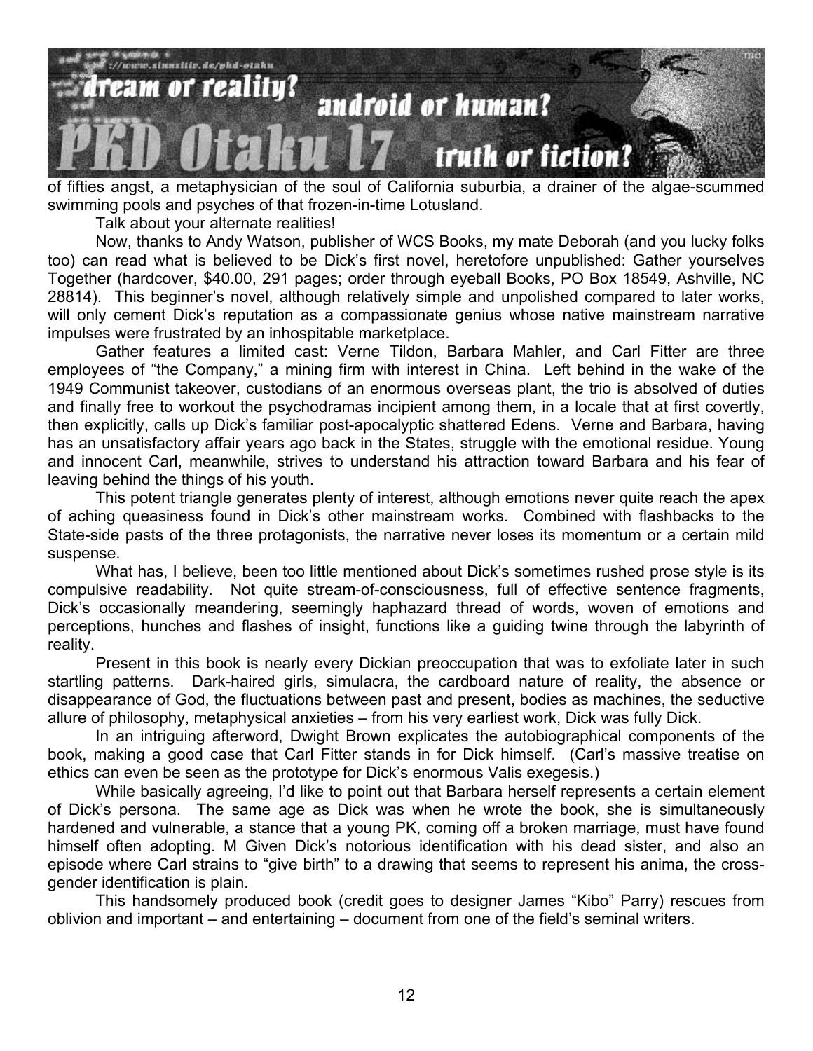of fifties angst, a metaphysician of the soul of California suburbia, a drainer of the algae-scummed swimming pools and psyches of that frozen-in-time Lotusland.

Talk about your alternate realities!

Now, thanks to Andy Watson, publisher of WCS Books, my mate Deborah (and you lucky folks too) can read what is believed to be Dick's first novel, heretofore unpublished: Gather yourselves Together (hardcover, $40.00, 291 pages; order through eyeball Books, PO Box 18549, Ashville, NC 28814). This beginner's novel, although relatively simple and unpolished compared to later works, will only cement Dick's reputation as a compassionate genius whose native mainstream narrative impulses were frustrated by an inhospitable marketplace.

Gather features a limited cast: Verne Tildon, Barbara Mahler, and Carl Fitter are three employees of "the Company," a mining firm with interest in China. Left behind in the wake of the 1949 Communist takeover, custodians of an enormous overseas plant, the trio is absolved of duties and finally free to workout the psychodramas incipient among them, in a locale that at first covertly, then explicitly, calls up Dick's familiar post-apocalyptic shattered Edens. Verne and Barbara, having has an unsatisfactory affair years ago back in the States, struggle with the emotional residue. Young and innocent Carl, meanwhile, strives to understand his attraction toward Barbara and his fear of leaving behind the things of his youth.

This potent triangle generates plenty of interest, although emotions never quite reach the apex of aching queasiness found in Dick's other mainstream works. Combined with flashbacks to the State-side pasts of the three protagonists, the narrative never loses its momentum or a certain mild suspense.

What has, I believe, been too little mentioned about Dick's sometimes rushed prose style is its compulsive readability. Not quite stream-of-consciousness, full of effective sentence fragments, Dick's occasionally meandering, seemingly haphazard thread of words, woven of emotions and perceptions, hunches and flashes of insight, functions like a guiding twine through the labyrinth of reality.

Present in this book is nearly every Dickian preoccupation that was to exfoliate later in such startling patterns. Dark-haired girls, simulacra, the cardboard nature of reality, the absence or disappearance of God, the fluctuations between past and present, bodies as machines, the seductive allure of philosophy, metaphysical anxieties – from his very earliest work, Dick was fully Dick.

In an intriguing afterword, Dwight Brown explicates the autobiographical components of the book, making a good case that Carl Fitter stands in for Dick himself. (Carl's massive treatise on ethics can even be seen as the prototype for Dick's enormous Valis exegesis.)

While basically agreeing, I'd like to point out that Barbara herself represents a certain element of Dick's persona. The same age as Dick was when he wrote the book, she is simultaneously hardened and vulnerable, a stance that a young PK, coming off a broken marriage, must have found himself often adopting. M Given Dick's notorious identification with his dead sister, and also an episode where Carl strains to "give birth" to a drawing that seems to represent his anima, the cross-gender identification is plain.

This handsomely produced book (credit goes to designer James "Kibo" Parry) rescues from oblivion and important – and entertaining – document from one of the field's seminal writers.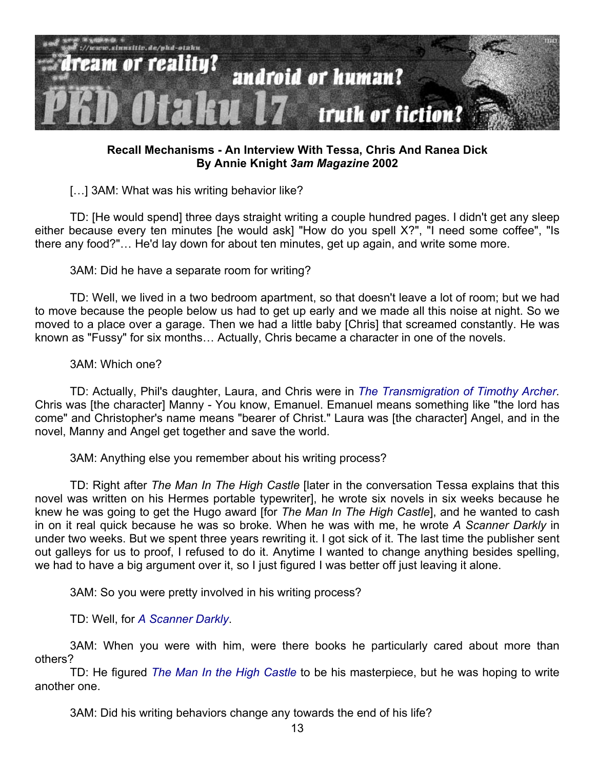**Recall Mechanisms - An Interview With Tessa, Chris And Ranea Dick**
**By Annie Knight *3am Magazine* 2002**

[…] 3AM: What was his writing behavior like?

TD: [He would spend] three days straight writing a couple hundred pages. I didn't get any sleep either because every ten minutes [he would ask] "How do you spell X?", "I need some coffee", "Is there any food?"… He'd lay down for about ten minutes, get up again, and write some more.

3AM: Did he have a separate room for writing?

TD: Well, we lived in a two bedroom apartment, so that doesn't leave a lot of room; but we had to move because the people below us had to get up early and we made all this noise at night. So we moved to a place over a garage. Then we had a little baby [Chris] that screamed constantly. He was known as "Fussy" for six months… Actually, Chris became a character in one of the novels.

3AM: Which one?

TD: Actually, Phil's daughter, Laura, and Chris were in *The Transmigration of Timothy Archer.* Chris was [the character] Manny - You know, Emanuel. Emanuel means something like "the lord has come" and Christopher's name means "bearer of Christ." Laura was [the character] Angel, and in the novel, Manny and Angel get together and save the world.

3AM: Anything else you remember about his writing process?

TD: Right after *The Man In The High Castle* [later in the conversation Tessa explains that this novel was written on his Hermes portable typewriter], he wrote six novels in six weeks because he knew he was going to get the Hugo award [for *The Man In The High Castle*], and he wanted to cash in on it real quick because he was so broke. When he was with me, he wrote *A Scanner Darkly* in under two weeks. But we spent three years rewriting it. I got sick of it. The last time the publisher sent out galleys for us to proof, I refused to do it. Anytime I wanted to change anything besides spelling, we had to have a big argument over it, so I just figured I was better off just leaving it alone.

3AM: So you were pretty involved in his writing process?

TD: Well, for *A Scanner Darkly*.

3AM: When you were with him, were there books he particularly cared about more than others?

TD: He figured *The Man In the High Castle* to be his masterpiece, but he was hoping to write another one.

3AM: Did his writing behaviors change any towards the end of his life?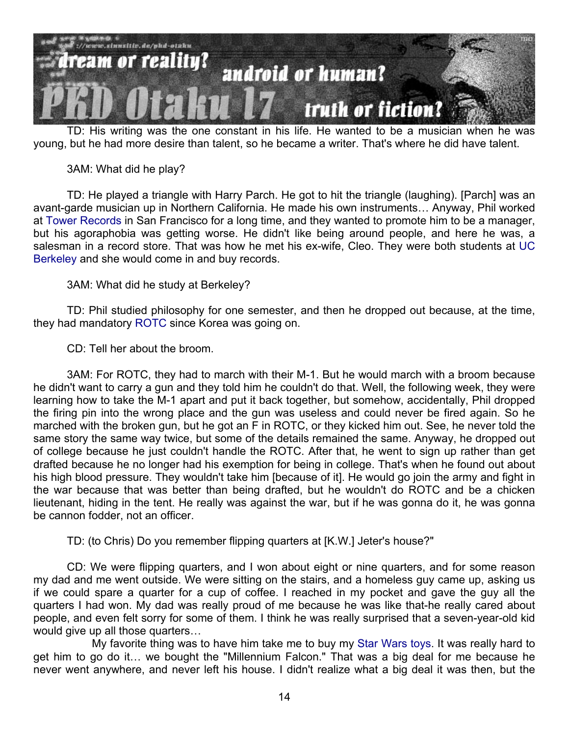TD: His writing was the one constant in his life. He wanted to be a musician when he was young, but he had more desire than talent, so he became a writer. That's where he did have talent.

3AM: What did he play?

TD: He played a triangle with Harry Parch. He got to hit the triangle (laughing). [Parch] was an avant-garde musician up in Northern California. He made his own instruments… Anyway, Phil worked at Tower Records in San Francisco for a long time, and they wanted to promote him to be a manager, but his agoraphobia was getting worse. He didn't like being around people, and here he was, a salesman in a record store. That was how he met his ex-wife, Cleo. They were both students at UC Berkeley and she would come in and buy records.

3AM: What did he study at Berkeley?

TD: Phil studied philosophy for one semester, and then he dropped out because, at the time, they had mandatory ROTC since Korea was going on.

CD: Tell her about the broom.

3AM: For ROTC, they had to march with their M-1. But he would march with a broom because he didn't want to carry a gun and they told him he couldn't do that. Well, the following week, they were learning how to take the M-1 apart and put it back together, but somehow, accidentally, Phil dropped the firing pin into the wrong place and the gun was useless and could never be fired again. So he marched with the broken gun, but he got an F in ROTC, or they kicked him out. See, he never told the same story the same way twice, but some of the details remained the same. Anyway, he dropped out of college because he just couldn't handle the ROTC. After that, he went to sign up rather than get drafted because he no longer had his exemption for being in college. That's when he found out about his high blood pressure. They wouldn't take him [because of it]. He would go join the army and fight in the war because that was better than being drafted, but he wouldn't do ROTC and be a chicken lieutenant, hiding in the tent. He really was against the war, but if he was gonna do it, he was gonna be cannon fodder, not an officer.

TD: (to Chris) Do you remember flipping quarters at [K.W.] Jeter's house?"

CD: We were flipping quarters, and I won about eight or nine quarters, and for some reason my dad and me went outside. We were sitting on the stairs, and a homeless guy came up, asking us if we could spare a quarter for a cup of coffee. I reached in my pocket and gave the guy all the quarters I had won. My dad was really proud of me because he was like that-he really cared about people, and even felt sorry for some of them. I think he was really surprised that a seven-year-old kid would give up all those quarters…

My favorite thing was to have him take me to buy my Star Wars toys. It was really hard to get him to go do it… we bought the "Millennium Falcon." That was a big deal for me because he never went anywhere, and never left his house. I didn't realize what a big deal it was then, but the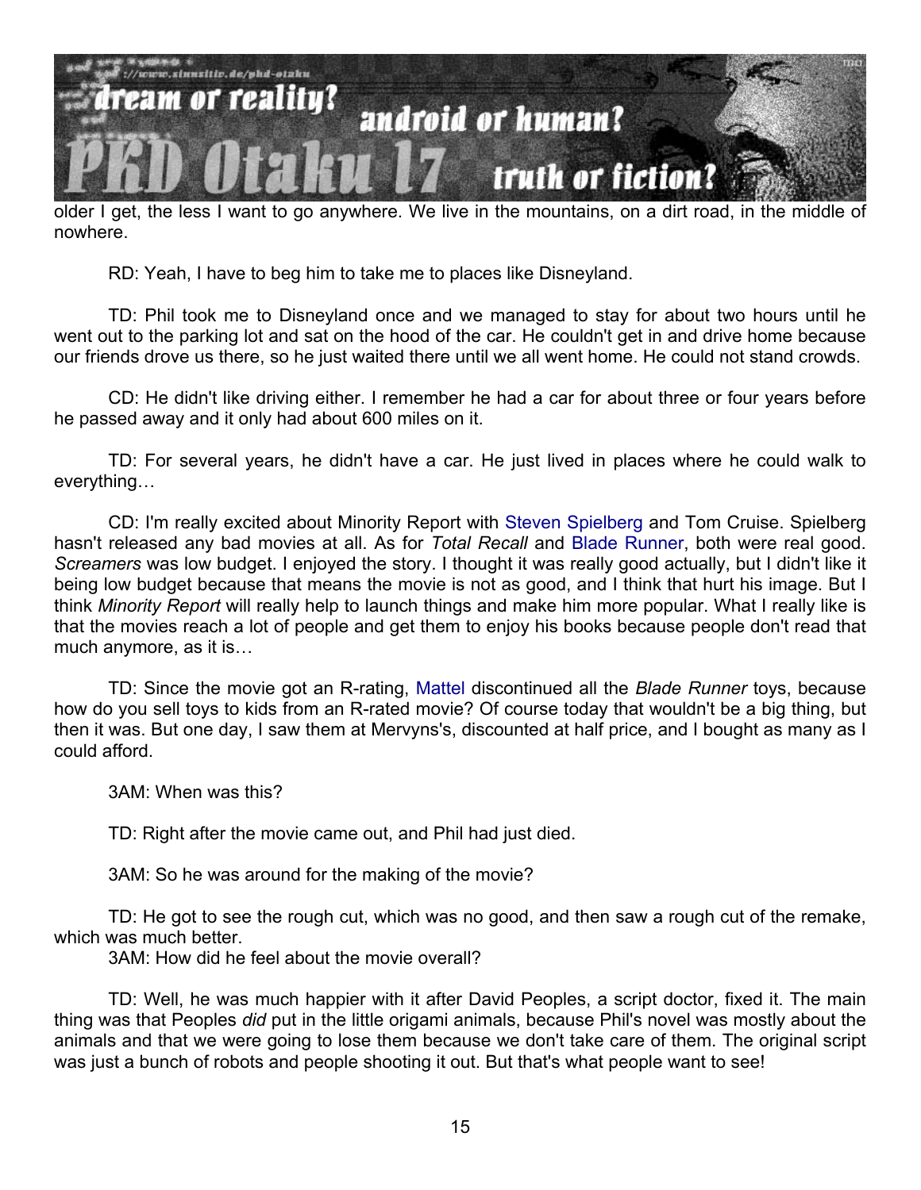older I get, the less I want to go anywhere. We live in the mountains, on a dirt road, in the middle of nowhere.

RD: Yeah, I have to beg him to take me to places like Disneyland.

TD: Phil took me to Disneyland once and we managed to stay for about two hours until he went out to the parking lot and sat on the hood of the car. He couldn't get in and drive home because our friends drove us there, so he just waited there until we all went home. He could not stand crowds.

CD: He didn't like driving either. I remember he had a car for about three or four years before he passed away and it only had about 600 miles on it.

TD: For several years, he didn't have a car. He just lived in places where he could walk to everything…

CD: I'm really excited about Minority Report with Steven Spielberg and Tom Cruise. Spielberg hasn't released any bad movies at all. As for *Total Recall* and Blade Runner, both were real good. *Screamers* was low budget. I enjoyed the story. I thought it was really good actually, but I didn't like it being low budget because that means the movie is not as good, and I think that hurt his image. But I think *Minority Report* will really help to launch things and make him more popular. What I really like is that the movies reach a lot of people and get them to enjoy his books because people don't read that much anymore, as it is…

TD: Since the movie got an R-rating, Mattel discontinued all the *Blade Runner* toys, because how do you sell toys to kids from an R-rated movie? Of course today that wouldn't be a big thing, but then it was. But one day, I saw them at Mervyns's, discounted at half price, and I bought as many as I could afford.

3AM: When was this?

TD: Right after the movie came out, and Phil had just died.

3AM: So he was around for the making of the movie?

TD: He got to see the rough cut, which was no good, and then saw a rough cut of the remake, which was much better.

3AM: How did he feel about the movie overall?

TD: Well, he was much happier with it after David Peoples, a script doctor, fixed it. The main thing was that Peoples *did* put in the little origami animals, because Phil's novel was mostly about the animals and that we were going to lose them because we don't take care of them. The original script was just a bunch of robots and people shooting it out. But that's what people want to see!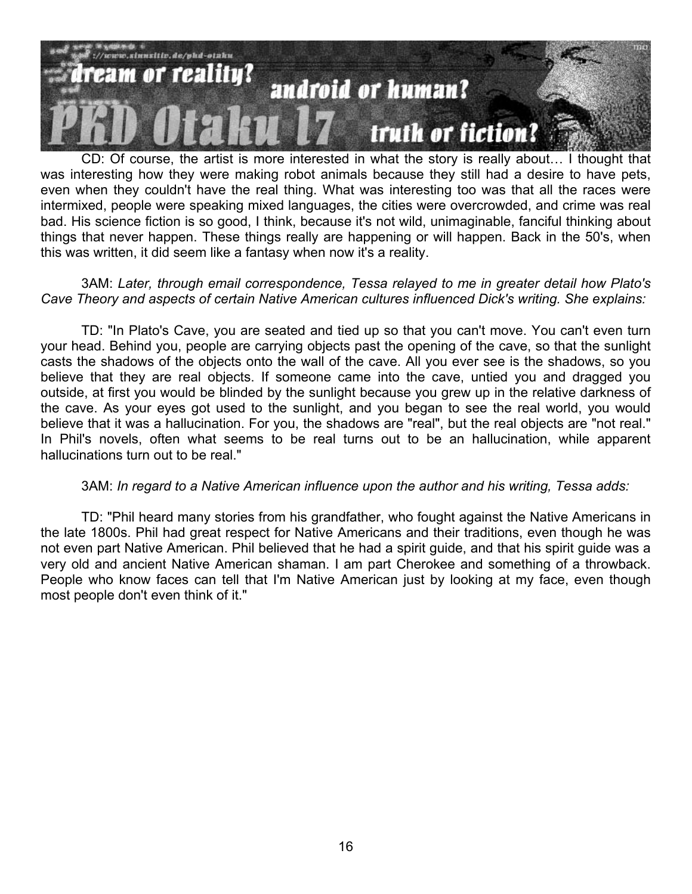CD: Of course, the artist is more interested in what the story is really about… I thought that was interesting how they were making robot animals because they still had a desire to have pets, even when they couldn't have the real thing. What was interesting too was that all the races were intermixed, people were speaking mixed languages, the cities were overcrowded, and crime was real bad. His science fiction is so good, I think, because it's not wild, unimaginable, fanciful thinking about things that never happen. These things really are happening or will happen. Back in the 50's, when this was written, it did seem like a fantasy when now it's a reality.

3AM: *Later, through email correspondence, Tessa relayed to me in greater detail how Plato's Cave Theory and aspects of certain Native American cultures influenced Dick's writing. She explains:*

TD: "In Plato's Cave, you are seated and tied up so that you can't move. You can't even turn your head. Behind you, people are carrying objects past the opening of the cave, so that the sunlight casts the shadows of the objects onto the wall of the cave. All you ever see is the shadows, so you believe that they are real objects. If someone came into the cave, untied you and dragged you outside, at first you would be blinded by the sunlight because you grew up in the relative darkness of the cave. As your eyes got used to the sunlight, and you began to see the real world, you would believe that it was a hallucination. For you, the shadows are "real", but the real objects are "not real." In Phil's novels, often what seems to be real turns out to be an hallucination, while apparent hallucinations turn out to be real."

3AM: *In regard to a Native American influence upon the author and his writing, Tessa adds:*

TD: "Phil heard many stories from his grandfather, who fought against the Native Americans in the late 1800s. Phil had great respect for Native Americans and their traditions, even though he was not even part Native American. Phil believed that he had a spirit guide, and that his spirit guide was a very old and ancient Native American shaman. I am part Cherokee and something of a throwback. People who know faces can tell that I'm Native American just by looking at my face, even though most people don't even think of it."